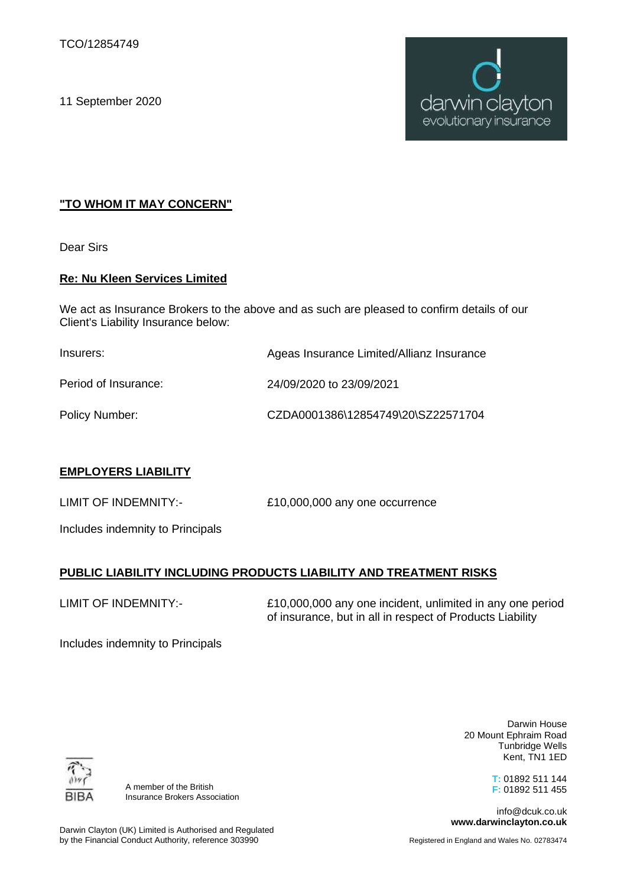TCO/12854749

11 September 2020

darwin clayton
evolutionary insurance

**"TO WHOM IT MAY CONCERN"**

Dear Sirs

**Re: Nu Kleen Services Limited**

We act as Insurance Brokers to the above and as such are pleased to confirm details of our Client's Liability Insurance below:

| | |
|---|---|
| Insurers: | Ageas Insurance Limited/Allianz Insurance |
| Period of Insurance: | 24/09/2020 to 23/09/2021 |
| Policy Number: | CZDA0001386\12854749\20\SZ22571704 |

**EMPLOYERS LIABILITY**

LIMIT OF INDEMNITY:- £10,000,000 any one occurrence

Includes indemnity to Principals

**PUBLIC LIABILITY INCLUDING PRODUCTS LIABILITY AND TREATMENT RISKS**

LIMIT OF INDEMNITY:- £10,000,000 any one incident, unlimited in any one period of insurance, but in all in respect of Products Liability

Includes indemnity to Principals

BIBA

A member of the British Insurance Brokers Association

Darwin Clayton (UK) Limited is Authorised and Regulated by the Financial Conduct Authority, reference 303990

Darwin House
20 Mount Ephraim Road
Tunbridge Wells
Kent, TN1 1ED

T: 01892 511 144
F: 01892 511 455

info@dcuk.co.uk
**www.darwinclayton.co.uk**

Registered in England and Wales No. 02783474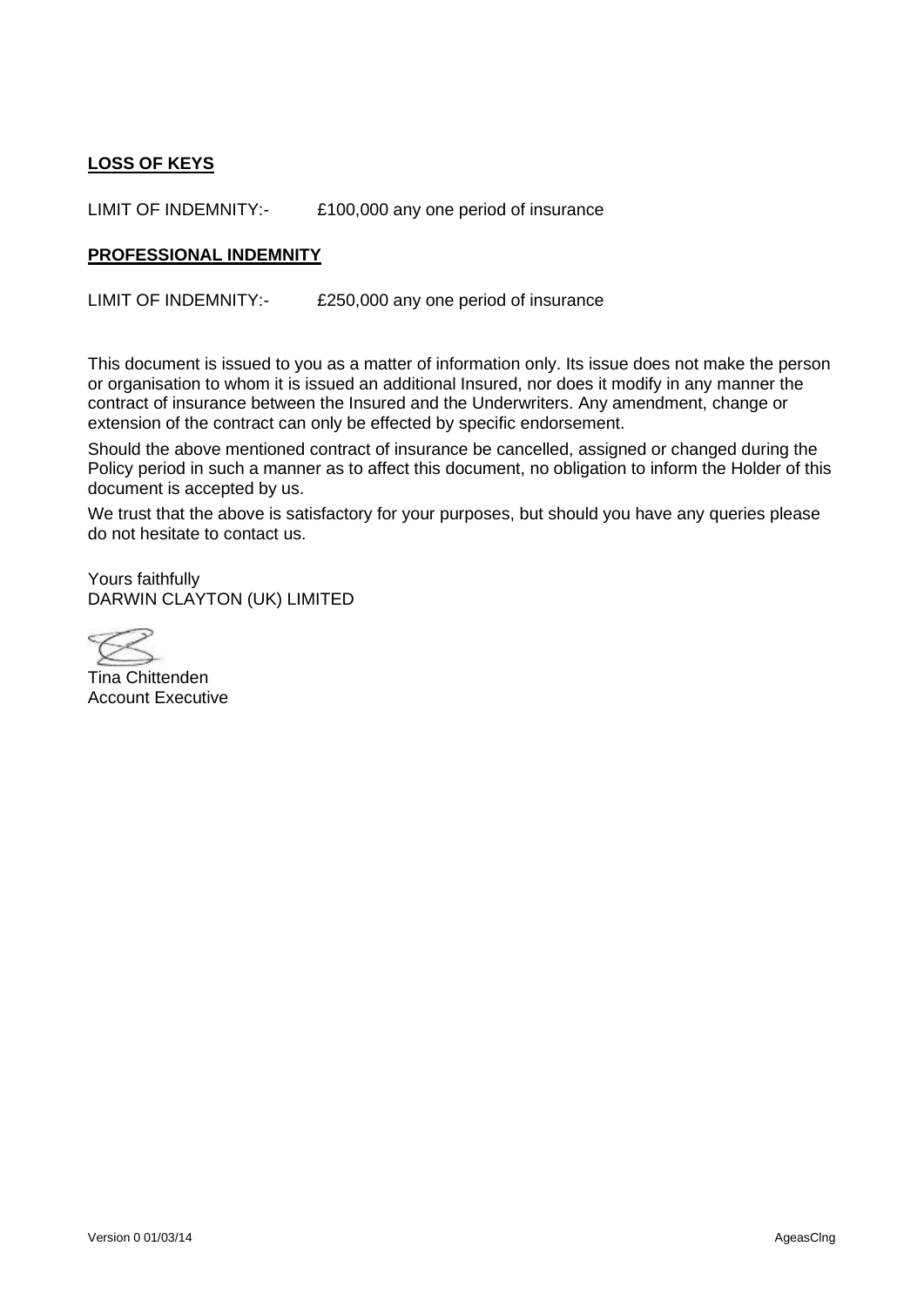**LOSS OF KEYS**

LIMIT OF INDEMNITY:- £100,000 any one period of insurance

**PROFESSIONAL INDEMNITY**

LIMIT OF INDEMNITY:- £250,000 any one period of insurance

This document is issued to you as a matter of information only. Its issue does not make the person or organisation to whom it is issued an additional Insured, nor does it modify in any manner the contract of insurance between the Insured and the Underwriters. Any amendment, change or extension of the contract can only be effected by specific endorsement.

Should the above mentioned contract of insurance be cancelled, assigned or changed during the Policy period in such a manner as to affect this document, no obligation to inform the Holder of this document is accepted by us.

We trust that the above is satisfactory for your purposes, but should you have any queries please do not hesitate to contact us.

Yours faithfully
DARWIN CLAYTON (UK) LIMITED

Tina Chittenden
Account Executive

Version 0 01/03/14 AgeasClng